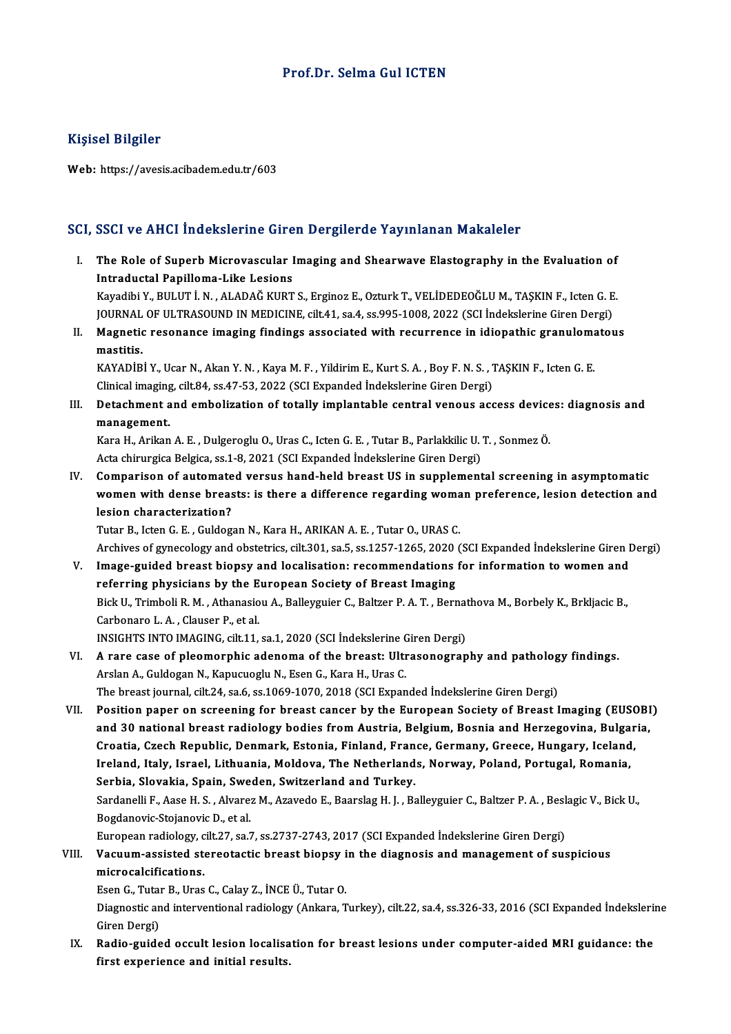# Prof.Dr. Selma Gul ICTEN

## Kişisel Bilgiler

**Web:** https://avesis.acibadem.edu.tr/603

## SCI, SSCI ve AHCI İndekslerine Giren Dergilerde Yayınlanan Makaleler

I. **The Role of Superb Microvascular Imaging and Shearwave Elastography in the Evaluation of Intraductal Papilloma-Like Lesions**
   Kayadibi Y., BULUT İ. N. , ALADAĞ KURT S., Erginoz E., Ozturk T., VELİDEDEOĞLU M., TAŞKIN F., Icten G. E.
   JOURNAL OF ULTRASOUND IN MEDICINE, cilt.41, sa.4, ss.995-1008, 2022 (SCI İndekslerine Giren Dergi)

II. **Magnetic resonance imaging findings associated with recurrence in idiopathic granulomatous mastitis.**
   KAYADİBİ Y., Ucar N., Akan Y. N. , Kaya M. F. , Yildirim E., Kurt S. A. , Boy F. N. S. , TAŞKIN F., Icten G. E.
   Clinical imaging, cilt.84, ss.47-53, 2022 (SCI Expanded İndekslerine Giren Dergi)

III. **Detachment and embolization of totally implantable central venous access devices: diagnosis and management.**
   Kara H., Arikan A. E. , Dulgeroglu O., Uras C., Icten G. E. , Tutar B., Parlakkilic U. T. , Sonmez Ö.
   Acta chirurgica Belgica, ss.1-8, 2021 (SCI Expanded İndekslerine Giren Dergi)

IV. **Comparison of automated versus hand-held breast US in supplemental screening in asymptomatic women with dense breasts: is there a difference regarding woman preference, lesion detection and lesion characterization?**
   Tutar B., Icten G. E. , Guldogan N., Kara H., ARIKAN A. E. , Tutar O., URAS C.
   Archives of gynecology and obstetrics, cilt.301, sa.5, ss.1257-1265, 2020 (SCI Expanded İndekslerine Giren Dergi)

V. **Image-guided breast biopsy and localisation: recommendations for information to women and referring physicians by the European Society of Breast Imaging**
   Bick U., Trimboli R. M. , Athanasiou A., Balleyguier C., Baltzer P. A. T. , Bernathova M., Borbely K., Brkljacic B., Carbonaro L. A. , Clauser P., et al.
   INSIGHTS INTO IMAGING, cilt.11, sa.1, 2020 (SCI İndekslerine Giren Dergi)

VI. **A rare case of pleomorphic adenoma of the breast: Ultrasonography and pathology findings.**
   Arslan A., Guldogan N., Kapucuoglu N., Esen G., Kara H., Uras C.
   The breast journal, cilt.24, sa.6, ss.1069-1070, 2018 (SCI Expanded İndekslerine Giren Dergi)

VII. **Position paper on screening for breast cancer by the European Society of Breast Imaging (EUSOBI) and 30 national breast radiology bodies from Austria, Belgium, Bosnia and Herzegovina, Bulgaria, Croatia, Czech Republic, Denmark, Estonia, Finland, France, Germany, Greece, Hungary, Iceland, Ireland, Italy, Israel, Lithuania, Moldova, The Netherlands, Norway, Poland, Portugal, Romania, Serbia, Slovakia, Spain, Sweden, Switzerland and Turkey.**
   Sardanelli F., Aase H. S. , Alvarez M., Azavedo E., Baarslag H. J. , Balleyguier C., Baltzer P. A. , Beslagic V., Bick U., Bogdanovic-Stojanovic D., et al.
   European radiology, cilt.27, sa.7, ss.2737-2743, 2017 (SCI Expanded İndekslerine Giren Dergi)

VIII. **Vacuum-assisted stereotactic breast biopsy in the diagnosis and management of suspicious microcalcifications.**
   Esen G., Tutar B., Uras C., Calay Z., İNCE Ü., Tutar O.
   Diagnostic and interventional radiology (Ankara, Turkey), cilt.22, sa.4, ss.326-33, 2016 (SCI Expanded İndekslerine Giren Dergi)

IX. **Radio-guided occult lesion localisation for breast lesions under computer-aided MRI guidance: the first experience and initial results.**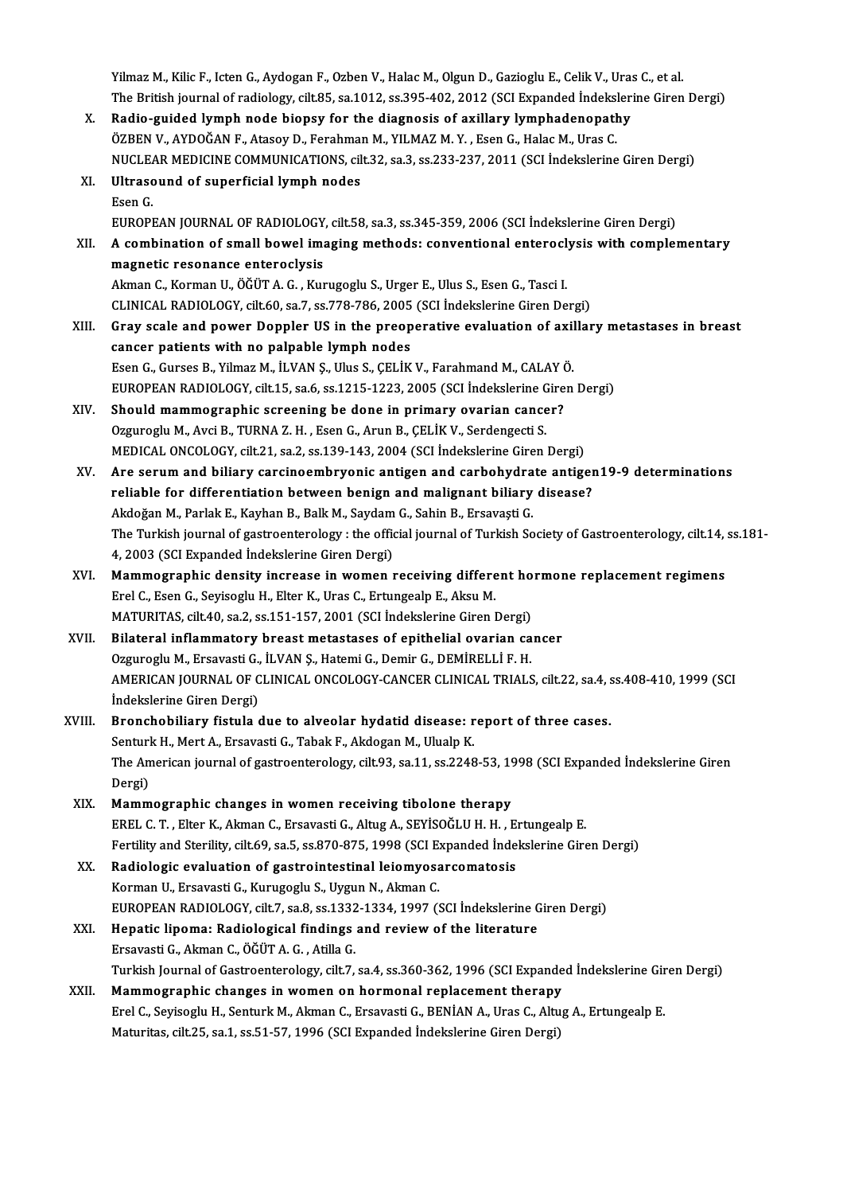Yilmaz M., Kilic F., Icten G., Aydogan F., Ozben V., Halac M., Olgun D., Gazioglu E., Celik V., Uras C., et al.
The British journal of radiology, cilt.85, sa.1012, ss.395-402, 2012 (SCI Expanded İndekslerine Giren Dergi)

X. **Radio-guided lymph node biopsy for the diagnosis of axillary lymphadenopathy**
ÖZBEN V., AYDOĞAN F., Atasoy D., Ferahman M., YILMAZ M. Y. , Esen G., Halac M., Uras C.
NUCLEAR MEDICINE COMMUNICATIONS, cilt.32, sa.3, ss.233-237, 2011 (SCI İndekslerine Giren Dergi)

XI. **Ultrasound of superficial lymph nodes**
Esen G.
EUROPEAN JOURNAL OF RADIOLOGY, cilt.58, sa.3, ss.345-359, 2006 (SCI İndekslerine Giren Dergi)

XII. **A combination of small bowel imaging methods: conventional enteroclysis with complementary magnetic resonance enteroclysis**
Akman C., Korman U., ÖĞÜT A. G. , Kurugoglu S., Urger E., Ulus S., Esen G., Tasci I.
CLINICAL RADIOLOGY, cilt.60, sa.7, ss.778-786, 2005 (SCI İndekslerine Giren Dergi)

XIII. **Gray scale and power Doppler US in the preoperative evaluation of axillary metastases in breast cancer patients with no palpable lymph nodes**
Esen G., Gurses B., Yilmaz M., İLVAN Ş., Ulus S., ÇELİK V., Farahmand M., CALAY Ö.
EUROPEAN RADIOLOGY, cilt.15, sa.6, ss.1215-1223, 2005 (SCI İndekslerine Giren Dergi)

XIV. **Should mammographic screening be done in primary ovarian cancer?**
Ozguroglu M., Avci B., TURNA Z. H. , Esen G., Arun B., ÇELİK V., Serdengecti S.
MEDICAL ONCOLOGY, cilt.21, sa.2, ss.139-143, 2004 (SCI İndekslerine Giren Dergi)

XV. **Are serum and biliary carcinoembryonic antigen and carbohydrate antigen19-9 determinations reliable for differentiation between benign and malignant biliary disease?**
Akdoğan M., Parlak E., Kayhan B., Balk M., Saydam G., Sahin B., Ersavaşti G.
The Turkish journal of gastroenterology : the official journal of Turkish Society of Gastroenterology, cilt.14, ss.181-4, 2003 (SCI Expanded İndekslerine Giren Dergi)

XVI. **Mammographic density increase in women receiving different hormone replacement regimens**
Erel C., Esen G., Seyisoglu H., Elter K., Uras C., Ertungealp E., Aksu M.
MATURITAS, cilt.40, sa.2, ss.151-157, 2001 (SCI İndekslerine Giren Dergi)

XVII. **Bilateral inflammatory breast metastases of epithelial ovarian cancer**
Ozguroglu M., Ersavasti G., İLVAN Ş., Hatemi G., Demir G., DEMİRELLİ F. H.
AMERICAN JOURNAL OF CLINICAL ONCOLOGY-CANCER CLINICAL TRIALS, cilt.22, sa.4, ss.408-410, 1999 (SCI İndekslerine Giren Dergi)

XVIII. **Bronchobiliary fistula due to alveolar hydatid disease: report of three cases.**
Senturk H., Mert A., Ersavasti G., Tabak F., Akdogan M., Ulualp K.
The American journal of gastroenterology, cilt.93, sa.11, ss.2248-53, 1998 (SCI Expanded İndekslerine Giren Dergi)

XIX. **Mammographic changes in women receiving tibolone therapy**
EREL C. T. , Elter K., Akman C., Ersavasti G., Altug A., SEYİSOĞLU H. H. , Ertungealp E.
Fertility and Sterility, cilt.69, sa.5, ss.870-875, 1998 (SCI Expanded İndekslerine Giren Dergi)

XX. **Radiologic evaluation of gastrointestinal leiomyosarcomatosis**
Korman U., Ersavasti G., Kurugoglu S., Uygun N., Akman C.
EUROPEAN RADIOLOGY, cilt.7, sa.8, ss.1332-1334, 1997 (SCI İndekslerine Giren Dergi)

XXI. **Hepatic lipoma: Radiological findings and review of the literature**
Ersavasti G., Akman C., ÖĞÜT A. G. , Atilla G.
Turkish Journal of Gastroenterology, cilt.7, sa.4, ss.360-362, 1996 (SCI Expanded İndekslerine Giren Dergi)

XXII. **Mammographic changes in women on hormonal replacement therapy**
Erel C., Seyisoglu H., Senturk M., Akman C., Ersavasti G., BENİAN A., Uras C., Altug A., Ertungealp E.
Maturitas, cilt.25, sa.1, ss.51-57, 1996 (SCI Expanded İndekslerine Giren Dergi)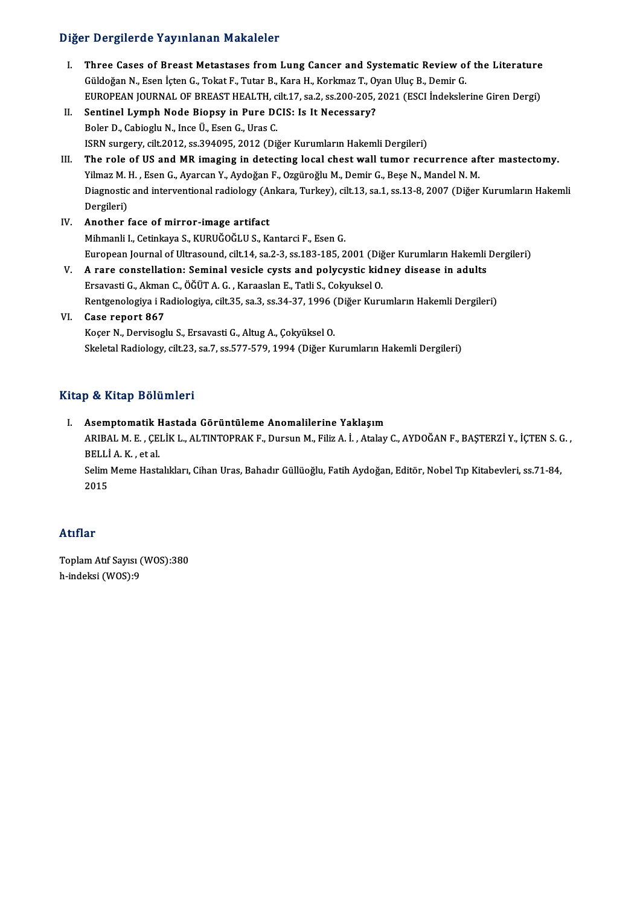## Diğer Dergilerde Yayınlanan Makaleler

I. **Three Cases of Breast Metastases from Lung Cancer and Systematic Review of the Literature**
   Güldoğan N., Esen İçten G., Tokat F., Tutar B., Kara H., Korkmaz T., Oyan Uluç B., Demir G.
   EUROPEAN JOURNAL OF BREAST HEALTH, cilt.17, sa.2, ss.200-205, 2021 (ESCI İndekslerine Giren Dergi)

II. **Sentinel Lymph Node Biopsy in Pure DCIS: Is It Necessary?**
   Boler D., Cabioglu N., Ince Ü., Esen G., Uras C.
   ISRN surgery, cilt.2012, ss.394095, 2012 (Diğer Kurumların Hakemli Dergileri)

III. **The role of US and MR imaging in detecting local chest wall tumor recurrence after mastectomy.**
   Yilmaz M. H. , Esen G., Ayarcan Y., Aydoğan F., Ozgüroğlu M., Demir G., Beşe N., Mandel N. M.
   Diagnostic and interventional radiology (Ankara, Turkey), cilt.13, sa.1, ss.13-8, 2007 (Diğer Kurumların Hakemli Dergileri)

IV. **Another face of mirror-image artifact**
   Mihmanli I., Cetinkaya S., KURUĞOĞLU S., Kantarci F., Esen G.
   European Journal of Ultrasound, cilt.14, sa.2-3, ss.183-185, 2001 (Diğer Kurumların Hakemli Dergileri)

V. **A rare constellation: Seminal vesicle cysts and polycystic kidney disease in adults**
   Ersavasti G., Akman C., ÖĞÜT A. G. , Karaaslan E., Tatli S., Cokyuksel O.
   Rentgenologiya i Radiologiya, cilt.35, sa.3, ss.34-37, 1996 (Diğer Kurumların Hakemli Dergileri)

VI. **Case report 867**
   Koçer N., Dervisoglu S., Ersavasti G., Altug A., Çokyüksel O.
   Skeletal Radiology, cilt.23, sa.7, ss.577-579, 1994 (Diğer Kurumların Hakemli Dergileri)

## Kitap & Kitap Bölümleri

I. **Asemptomatik Hastada Görüntüleme Anomalilerine Yaklaşım**
   ARIBAL M. E. , ÇELİK L., ALTINTOPRAK F., Dursun M., Filiz A. İ. , Atalay C., AYDOĞAN F., BAŞTERZİ Y., İÇTEN S. G. , BELLİ A. K. , et al.
   Selim Meme Hastalıkları, Cihan Uras, Bahadır Güllüoğlu, Fatih Aydoğan, Editör, Nobel Tıp Kitabevleri, ss.71-84, 2015

## Atıflar

Toplam Atıf Sayısı (WOS):380
h-indeksi (WOS):9